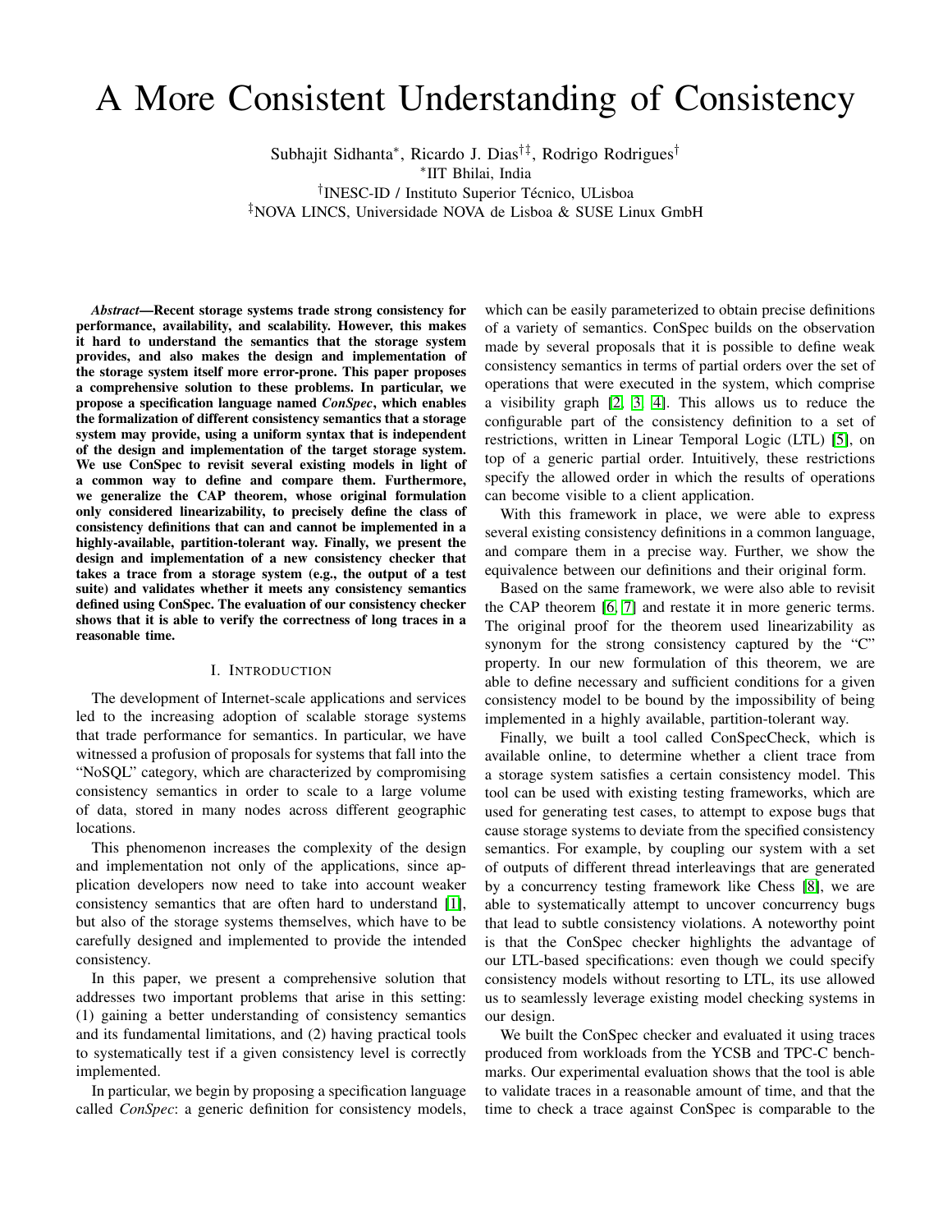# A More Consistent Understanding of Consistency

Subhajit Sidhanta*, Ricardo J. Dias†‡, Rodrigo Rodrigues†

*IIT Bhilai, India

†INESC-ID / Instituto Superior Técnico, ULisboa

‡NOVA LINCS, Universidade NOVA de Lisboa & SUSE Linux GmbH

***Abstract*—Recent storage systems trade strong consistency for performance, availability, and scalability. However, this makes it hard to understand the semantics that the storage system provides, and also makes the design and implementation of the storage system itself more error-prone. This paper proposes a comprehensive solution to these problems. In particular, we propose a specification language named *ConSpec*, which enables the formalization of different consistency semantics that a storage system may provide, using a uniform syntax that is independent of the design and implementation of the target storage system. We use ConSpec to revisit several existing models in light of a common way to define and compare them. Furthermore, we generalize the CAP theorem, whose original formulation only considered linearizability, to precisely define the class of consistency definitions that can and cannot be implemented in a highly-available, partition-tolerant way. Finally, we present the design and implementation of a new consistency checker that takes a trace from a storage system (e.g., the output of a test suite) and validates whether it meets any consistency semantics defined using ConSpec. The evaluation of our consistency checker shows that it is able to verify the correctness of long traces in a reasonable time.**

## I. Introduction

The development of Internet-scale applications and services led to the increasing adoption of scalable storage systems that trade performance for semantics. In particular, we have witnessed a profusion of proposals for systems that fall into the "NoSQL" category, which are characterized by compromising consistency semantics in order to scale to a large volume of data, stored in many nodes across different geographic locations.

This phenomenon increases the complexity of the design and implementation not only of the applications, since application developers now need to take into account weaker consistency semantics that are often hard to understand [1], but also of the storage systems themselves, which have to be carefully designed and implemented to provide the intended consistency.

In this paper, we present a comprehensive solution that addresses two important problems that arise in this setting: (1) gaining a better understanding of consistency semantics and its fundamental limitations, and (2) having practical tools to systematically test if a given consistency level is correctly implemented.

In particular, we begin by proposing a specification language called *ConSpec*: a generic definition for consistency models, which can be easily parameterized to obtain precise definitions of a variety of semantics. ConSpec builds on the observation made by several proposals that it is possible to define weak consistency semantics in terms of partial orders over the set of operations that were executed in the system, which comprise a visibility graph [2, 3, 4]. This allows us to reduce the configurable part of the consistency definition to a set of restrictions, written in Linear Temporal Logic (LTL) [5], on top of a generic partial order. Intuitively, these restrictions specify the allowed order in which the results of operations can become visible to a client application.

With this framework in place, we were able to express several existing consistency definitions in a common language, and compare them in a precise way. Further, we show the equivalence between our definitions and their original form.

Based on the same framework, we were also able to revisit the CAP theorem [6, 7] and restate it in more generic terms. The original proof for the theorem used linearizability as synonym for the strong consistency captured by the "C" property. In our new formulation of this theorem, we are able to define necessary and sufficient conditions for a given consistency model to be bound by the impossibility of being implemented in a highly available, partition-tolerant way.

Finally, we built a tool called ConSpecCheck, which is available online, to determine whether a client trace from a storage system satisfies a certain consistency model. This tool can be used with existing testing frameworks, which are used for generating test cases, to attempt to expose bugs that cause storage systems to deviate from the specified consistency semantics. For example, by coupling our system with a set of outputs of different thread interleavings that are generated by a concurrency testing framework like Chess [8], we are able to systematically attempt to uncover concurrency bugs that lead to subtle consistency violations. A noteworthy point is that the ConSpec checker highlights the advantage of our LTL-based specifications: even though we could specify consistency models without resorting to LTL, its use allowed us to seamlessly leverage existing model checking systems in our design.

We built the ConSpec checker and evaluated it using traces produced from workloads from the YCSB and TPC-C benchmarks. Our experimental evaluation shows that the tool is able to validate traces in a reasonable amount of time, and that the time to check a trace against ConSpec is comparable to the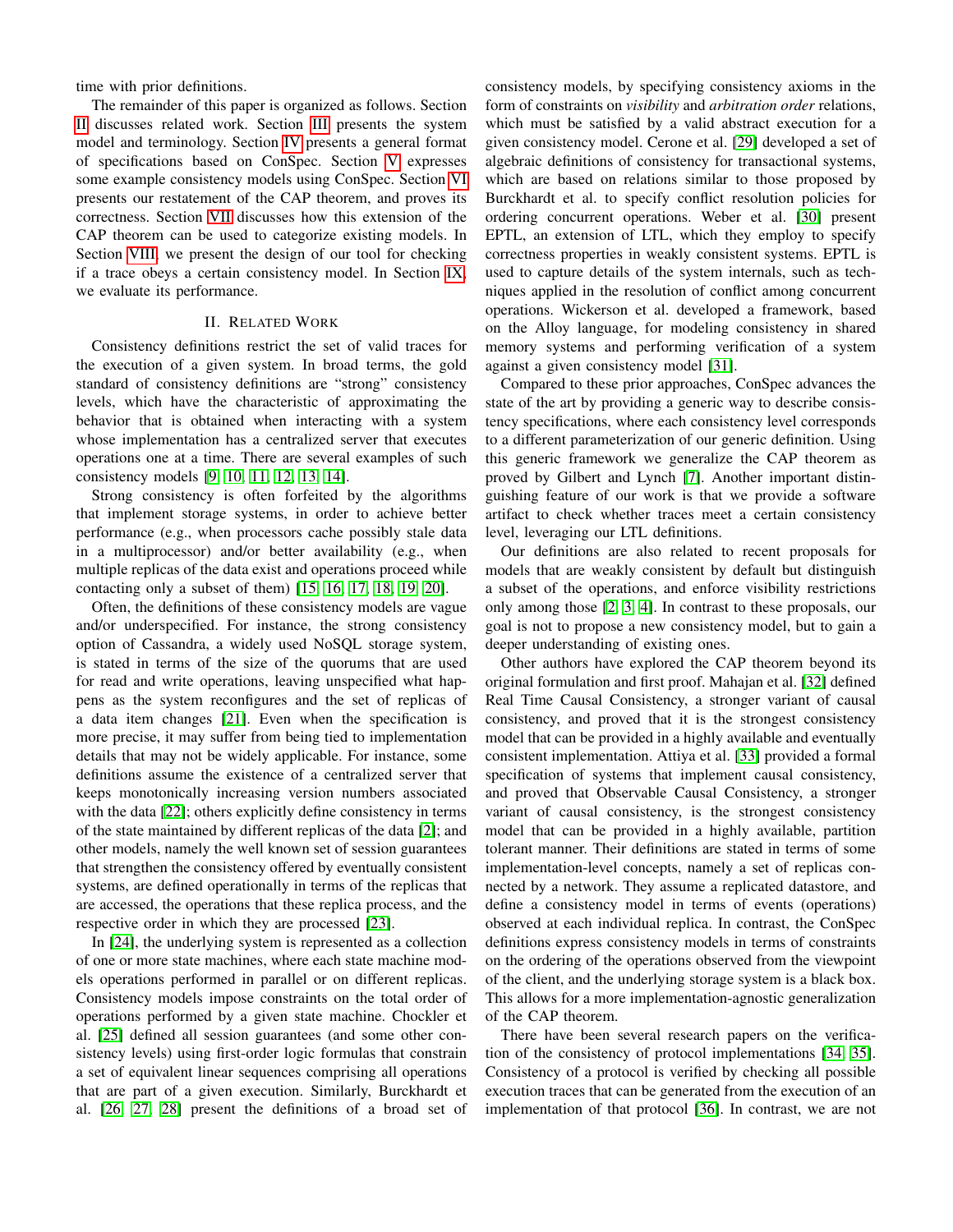time with prior definitions.

The remainder of this paper is organized as follows. Section II discusses related work. Section III presents the system model and terminology. Section IV presents a general format of specifications based on ConSpec. Section V expresses some example consistency models using ConSpec. Section VI presents our restatement of the CAP theorem, and proves its correctness. Section VII discusses how this extension of the CAP theorem can be used to categorize existing models. In Section VIII, we present the design of our tool for checking if a trace obeys a certain consistency model. In Section IX, we evaluate its performance.

## II. Related Work

Consistency definitions restrict the set of valid traces for the execution of a given system. In broad terms, the gold standard of consistency definitions are "strong" consistency levels, which have the characteristic of approximating the behavior that is obtained when interacting with a system whose implementation has a centralized server that executes operations one at a time. There are several examples of such consistency models [9, 10, 11, 12, 13, 14].

Strong consistency is often forfeited by the algorithms that implement storage systems, in order to achieve better performance (e.g., when processors cache possibly stale data in a multiprocessor) and/or better availability (e.g., when multiple replicas of the data exist and operations proceed while contacting only a subset of them) [15, 16, 17, 18, 19, 20].

Often, the definitions of these consistency models are vague and/or underspecified. For instance, the strong consistency option of Cassandra, a widely used NoSQL storage system, is stated in terms of the size of the quorums that are used for read and write operations, leaving unspecified what happens as the system reconfigures and the set of replicas of a data item changes [21]. Even when the specification is more precise, it may suffer from being tied to implementation details that may not be widely applicable. For instance, some definitions assume the existence of a centralized server that keeps monotonically increasing version numbers associated with the data [22]; others explicitly define consistency in terms of the state maintained by different replicas of the data [2]; and other models, namely the well known set of session guarantees that strengthen the consistency offered by eventually consistent systems, are defined operationally in terms of the replicas that are accessed, the operations that these replica process, and the respective order in which they are processed [23].

In [24], the underlying system is represented as a collection of one or more state machines, where each state machine models operations performed in parallel or on different replicas. Consistency models impose constraints on the total order of operations performed by a given state machine. Chockler et al. [25] defined all session guarantees (and some other consistency levels) using first-order logic formulas that constrain a set of equivalent linear sequences comprising all operations that are part of a given execution. Similarly, Burckhardt et al. [26, 27, 28] present the definitions of a broad set of consistency models, by specifying consistency axioms in the form of constraints on *visibility* and *arbitration order* relations, which must be satisfied by a valid abstract execution for a given consistency model. Cerone et al. [29] developed a set of algebraic definitions of consistency for transactional systems, which are based on relations similar to those proposed by Burckhardt et al. to specify conflict resolution policies for ordering concurrent operations. Weber et al. [30] present EPTL, an extension of LTL, which they employ to specify correctness properties in weakly consistent systems. EPTL is used to capture details of the system internals, such as techniques applied in the resolution of conflict among concurrent operations. Wickerson et al. developed a framework, based on the Alloy language, for modeling consistency in shared memory systems and performing verification of a system against a given consistency model [31].

Compared to these prior approaches, ConSpec advances the state of the art by providing a generic way to describe consistency specifications, where each consistency level corresponds to a different parameterization of our generic definition. Using this generic framework we generalize the CAP theorem as proved by Gilbert and Lynch [7]. Another important distinguishing feature of our work is that we provide a software artifact to check whether traces meet a certain consistency level, leveraging our LTL definitions.

Our definitions are also related to recent proposals for models that are weakly consistent by default but distinguish a subset of the operations, and enforce visibility restrictions only among those [2, 3, 4]. In contrast to these proposals, our goal is not to propose a new consistency model, but to gain a deeper understanding of existing ones.

Other authors have explored the CAP theorem beyond its original formulation and first proof. Mahajan et al. [32] defined Real Time Causal Consistency, a stronger variant of causal consistency, and proved that it is the strongest consistency model that can be provided in a highly available and eventually consistent implementation. Attiya et al. [33] provided a formal specification of systems that implement causal consistency, and proved that Observable Causal Consistency, a stronger variant of causal consistency, is the strongest consistency model that can be provided in a highly available, partition tolerant manner. Their definitions are stated in terms of some implementation-level concepts, namely a set of replicas connected by a network. They assume a replicated datastore, and define a consistency model in terms of events (operations) observed at each individual replica. In contrast, the ConSpec definitions express consistency models in terms of constraints on the ordering of the operations observed from the viewpoint of the client, and the underlying storage system is a black box. This allows for a more implementation-agnostic generalization of the CAP theorem.

There have been several research papers on the verification of the consistency of protocol implementations [34, 35]. Consistency of a protocol is verified by checking all possible execution traces that can be generated from the execution of an implementation of that protocol [36]. In contrast, we are not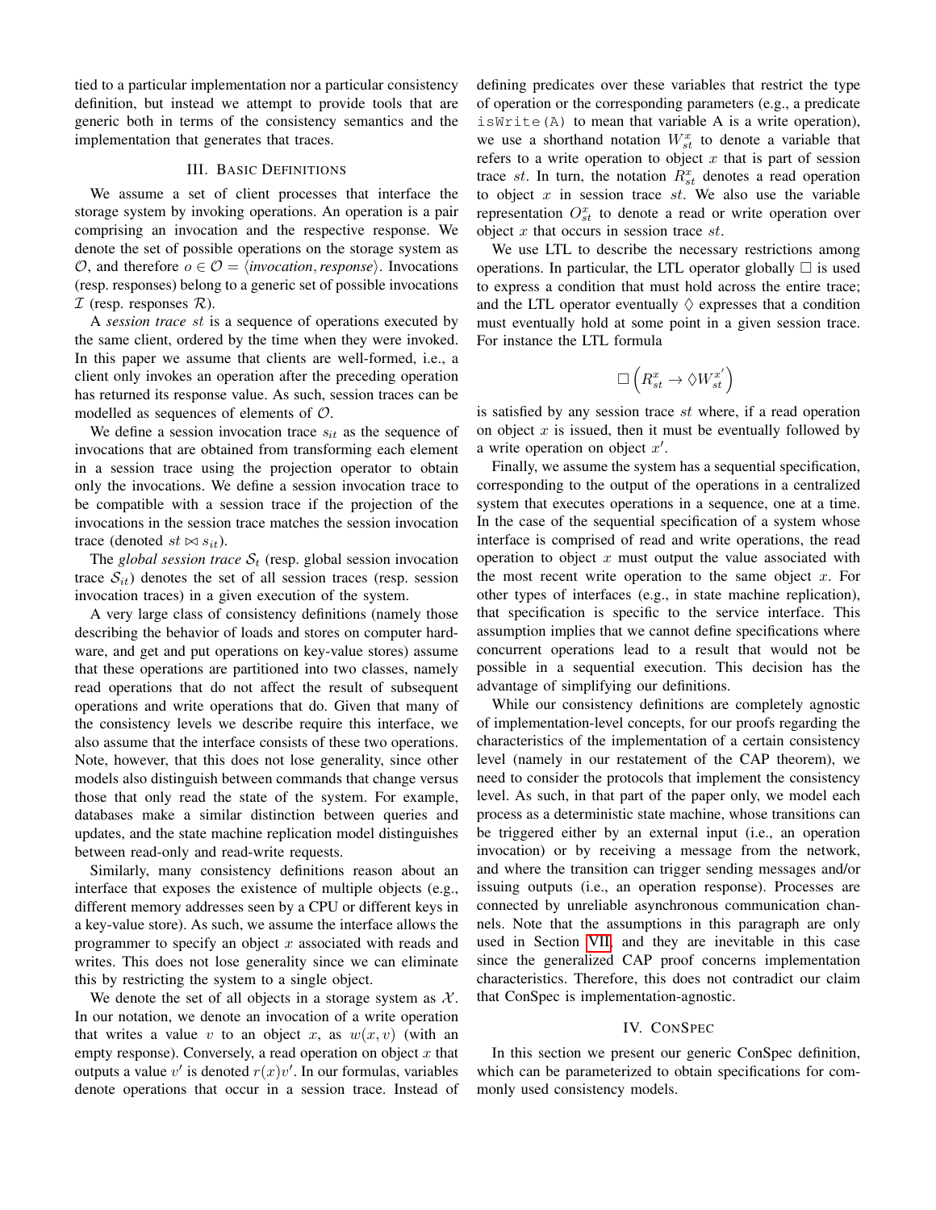tied to a particular implementation nor a particular consistency definition, but instead we attempt to provide tools that are generic both in terms of the consistency semantics and the implementation that generates that traces.

## III. Basic Definitions

We assume a set of client processes that interface the storage system by invoking operations. An operation is a pair comprising an invocation and the respective response. We denote the set of possible operations on the storage system as $\mathcal{O}$, and therefore $o \in \mathcal{O} = \langle \textit{invocation}, \textit{response} \rangle$. Invocations (resp. responses) belong to a generic set of possible invocations $\mathcal{I}$ (resp. responses $\mathcal{R}$).

A *session trace* $st$ is a sequence of operations executed by the same client, ordered by the time when they were invoked. In this paper we assume that clients are well-formed, i.e., a client only invokes an operation after the preceding operation has returned its response value. As such, session traces can be modelled as sequences of elements of $\mathcal{O}$.

We define a session invocation trace $s_{it}$ as the sequence of invocations that are obtained from transforming each element in a session trace using the projection operator to obtain only the invocations. We define a session invocation trace to be compatible with a session trace if the projection of the invocations in the session trace matches the session invocation trace (denoted $st \bowtie s_{it}$).

The *global session trace* $\mathcal{S}_t$ (resp. global session invocation trace $\mathcal{S}_{it}$) denotes the set of all session traces (resp. session invocation traces) in a given execution of the system.

A very large class of consistency definitions (namely those describing the behavior of loads and stores on computer hardware, and get and put operations on key-value stores) assume that these operations are partitioned into two classes, namely read operations that do not affect the result of subsequent operations and write operations that do. Given that many of the consistency levels we describe require this interface, we also assume that the interface consists of these two operations. Note, however, that this does not lose generality, since other models also distinguish between commands that change versus those that only read the state of the system. For example, databases make a similar distinction between queries and updates, and the state machine replication model distinguishes between read-only and read-write requests.

Similarly, many consistency definitions reason about an interface that exposes the existence of multiple objects (e.g., different memory addresses seen by a CPU or different keys in a key-value store). As such, we assume the interface allows the programmer to specify an object $x$ associated with reads and writes. This does not lose generality since we can eliminate this by restricting the system to a single object.

We denote the set of all objects in a storage system as $\mathcal{X}$. In our notation, we denote an invocation of a write operation that writes a value $v$ to an object $x$, as $w(x, v)$ (with an empty response). Conversely, a read operation on object $x$ that outputs a value $v'$ is denoted $r(x)v'$. In our formulas, variables denote operations that occur in a session trace. Instead of defining predicates over these variables that restrict the type of operation or the corresponding parameters (e.g., a predicate `isWrite(A)` to mean that variable A is a write operation), we use a shorthand notation $W_{st}^{x}$ to denote a variable that refers to a write operation to object $x$ that is part of session trace $st$. In turn, the notation $R_{st}^{x}$ denotes a read operation to object $x$ in session trace $st$. We also use the variable representation $O_{st}^{x}$ to denote a read or write operation over object $x$ that occurs in session trace $st$.

We use LTL to describe the necessary restrictions among operations. In particular, the LTL operator globally $\Box$ is used to express a condition that must hold across the entire trace; and the LTL operator eventually $\Diamond$ expresses that a condition must eventually hold at some point in a given session trace. For instance the LTL formula

$$\Box\left(R_{st}^{x} \rightarrow \Diamond W_{st}^{x'}\right)$$

is satisfied by any session trace $st$ where, if a read operation on object $x$ is issued, then it must be eventually followed by a write operation on object $x'$.

Finally, we assume the system has a sequential specification, corresponding to the output of the operations in a centralized system that executes operations in a sequence, one at a time. In the case of the sequential specification of a system whose interface is comprised of read and write operations, the read operation to object $x$ must output the value associated with the most recent write operation to the same object $x$. For other types of interfaces (e.g., in state machine replication), that specification is specific to the service interface. This assumption implies that we cannot define specifications where concurrent operations lead to a result that would not be possible in a sequential execution. This decision has the advantage of simplifying our definitions.

While our consistency definitions are completely agnostic of implementation-level concepts, for our proofs regarding the characteristics of the implementation of a certain consistency level (namely in our restatement of the CAP theorem), we need to consider the protocols that implement the consistency level. As such, in that part of the paper only, we model each process as a deterministic state machine, whose transitions can be triggered either by an external input (i.e., an operation invocation) or by receiving a message from the network, and where the transition can trigger sending messages and/or issuing outputs (i.e., an operation response). Processes are connected by unreliable asynchronous communication channels. Note that the assumptions in this paragraph are only used in Section VII, and they are inevitable in this case since the generalized CAP proof concerns implementation characteristics. Therefore, this does not contradict our claim that ConSpec is implementation-agnostic.

## IV. ConSpec

In this section we present our generic ConSpec definition, which can be parameterized to obtain specifications for commonly used consistency models.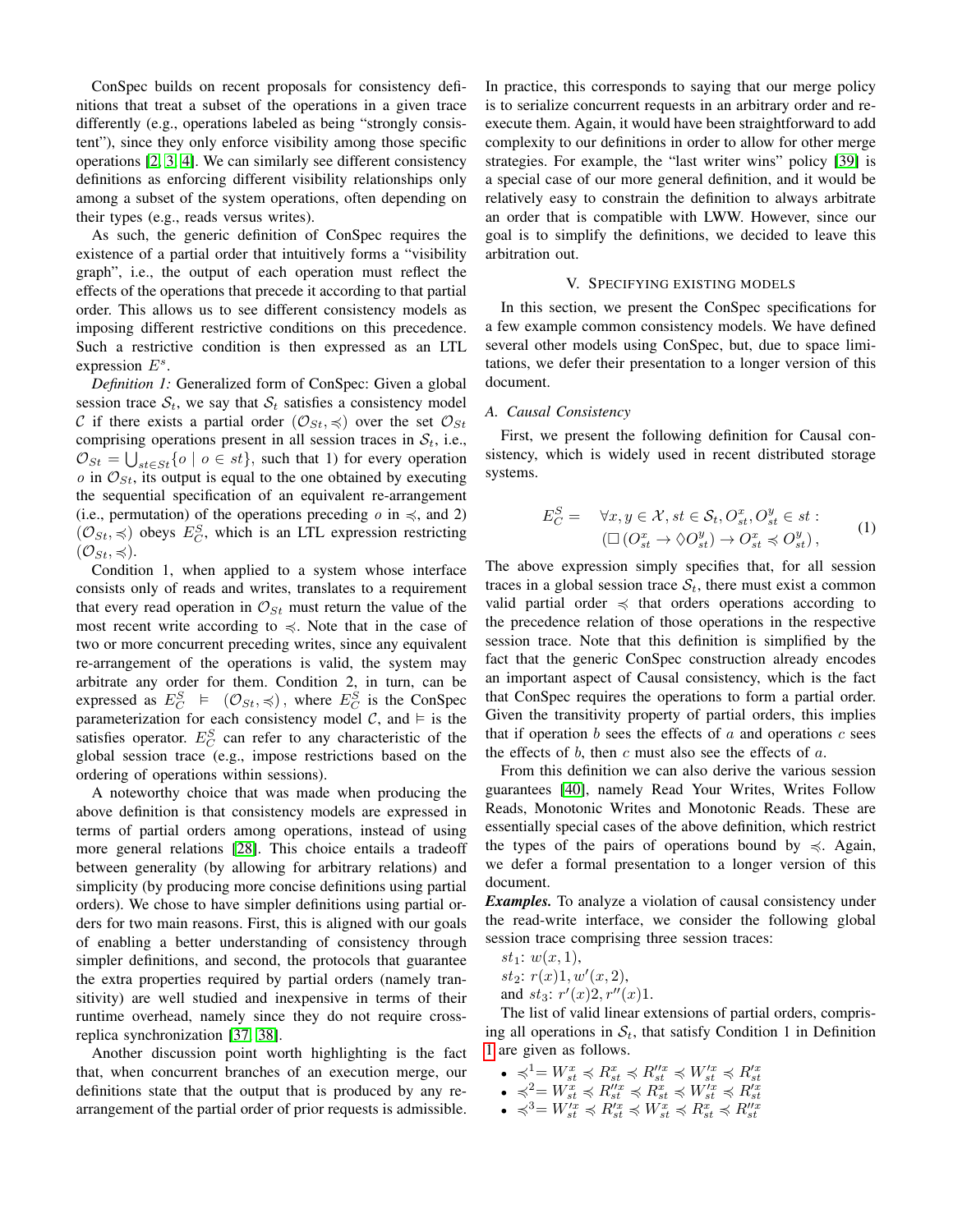ConSpec builds on recent proposals for consistency definitions that treat a subset of the operations in a given trace differently (e.g., operations labeled as being "strongly consistent"), since they only enforce visibility among those specific operations [2, 3, 4]. We can similarly see different consistency definitions as enforcing different visibility relationships only among a subset of the system operations, often depending on their types (e.g., reads versus writes).

As such, the generic definition of ConSpec requires the existence of a partial order that intuitively forms a "visibility graph", i.e., the output of each operation must reflect the effects of the operations that precede it according to that partial order. This allows us to see different consistency models as imposing different restrictive conditions on this precedence. Such a restrictive condition is then expressed as an LTL expression $E^s$.

*Definition 1:* Generalized form of ConSpec: Given a global session trace $\mathcal{S}_t$, we say that $\mathcal{S}_t$ satisfies a consistency model $\mathcal{C}$ if there exists a partial order $(\mathcal{O}_{St}, \preccurlyeq)$ over the set $\mathcal{O}_{St}$ comprising operations present in all session traces in $\mathcal{S}_t$, i.e., $\mathcal{O}_{St} = \bigcup_{st \in St}\{o \mid o \in st\}$, such that 1) for every operation $o$ in $\mathcal{O}_{St}$, its output is equal to the one obtained by executing the sequential specification of an equivalent re-arrangement (i.e., permutation) of the operations preceding $o$ in $\preccurlyeq$, and 2) $(\mathcal{O}_{St}, \preccurlyeq)$ obeys $E^S_C$, which is an LTL expression restricting $(\mathcal{O}_{St}, \preccurlyeq)$.

Condition 1, when applied to a system whose interface consists only of reads and writes, translates to a requirement that every read operation in $\mathcal{O}_{St}$ must return the value of the most recent write according to $\preccurlyeq$. Note that in the case of two or more concurrent preceding writes, since any equivalent re-arrangement of the operations is valid, the system may arbitrate any order for them. Condition 2, in turn, can be expressed as $E^S_C \models (\mathcal{O}_{St}, \preccurlyeq)$, where $E^S_C$ is the ConSpec parameterization for each consistency model $\mathcal{C}$, and $\models$ is the satisfies operator. $E^S_C$ can refer to any characteristic of the global session trace (e.g., impose restrictions based on the ordering of operations within sessions).

A noteworthy choice that was made when producing the above definition is that consistency models are expressed in terms of partial orders among operations, instead of using more general relations [28]. This choice entails a tradeoff between generality (by allowing for arbitrary relations) and simplicity (by producing more concise definitions using partial orders). We chose to have simpler definitions using partial orders for two main reasons. First, this is aligned with our goals of enabling a better understanding of consistency through simpler definitions, and second, the protocols that guarantee the extra properties required by partial orders (namely transitivity) are well studied and inexpensive in terms of their runtime overhead, namely since they do not require cross-replica synchronization [37, 38].

Another discussion point worth highlighting is the fact that, when concurrent branches of an execution merge, our definitions state that the output that is produced by any re-arrangement of the partial order of prior requests is admissible. In practice, this corresponds to saying that our merge policy is to serialize concurrent requests in an arbitrary order and re-execute them. Again, it would have been straightforward to add complexity to our definitions in order to allow for other merge strategies. For example, the "last writer wins" policy [39] is a special case of our more general definition, and it would be relatively easy to constrain the definition to always arbitrate an order that is compatible with LWW. However, since our goal is to simplify the definitions, we decided to leave this arbitration out.

## V. Specifying existing models

In this section, we present the ConSpec specifications for a few example common consistency models. We have defined several other models using ConSpec, but, due to space limitations, we defer their presentation to a longer version of this document.

### A. Causal Consistency

First, we present the following definition for Causal consistency, which is widely used in recent distributed storage systems.

$$E^S_C = \quad \forall x, y \in \mathcal{X}, st \in \mathcal{S}_t, O^x_{st}, O^y_{st} \in st : \\ (\Box (O^x_{st} \rightarrow \Diamond O^y_{st}) \rightarrow O^x_{st} \preccurlyeq O^y_{st}), \tag{1}$$

The above expression simply specifies that, for all session traces in a global session trace $\mathcal{S}_t$, there must exist a common valid partial order $\preccurlyeq$ that orders operations according to the precedence relation of those operations in the respective session trace. Note that this definition is simplified by the fact that the generic ConSpec construction already encodes an important aspect of Causal consistency, which is the fact that ConSpec requires the operations to form a partial order. Given the transitivity property of partial orders, this implies that if operation $b$ sees the effects of $a$ and operations $c$ sees the effects of $b$, then $c$ must also see the effects of $a$.

From this definition we can also derive the various session guarantees [40], namely Read Your Writes, Writes Follow Reads, Monotonic Writes and Monotonic Reads. These are essentially special cases of the above definition, which restrict the types of the pairs of operations bound by $\preccurlyeq$. Again, we defer a formal presentation to a longer version of this document.

***Examples.*** To analyze a violation of causal consistency under the read-write interface, we consider the following global session trace comprising three session traces:

$st_1$: $w(x, 1)$,
$st_2$: $r(x)1, w'(x, 2)$,
and $st_3$: $r'(x)2, r''(x)1$.

The list of valid linear extensions of partial orders, comprising all operations in $\mathcal{S}_t$, that satisfy Condition 1 in Definition 1 are given as follows.

- $\preccurlyeq^1 = W^x_{st} \preccurlyeq R^x_{st} \preccurlyeq R''^x_{st} \preccurlyeq W'^x_{st} \preccurlyeq R'^x_{st}$
- $\preccurlyeq^2 = W^x_{st} \preccurlyeq R''^x_{st} \preccurlyeq R^x_{st} \preccurlyeq W'^x_{st} \preccurlyeq R'^x_{st}$
- $\preccurlyeq^3 = W'^x_{st} \preccurlyeq R'^x_{st} \preccurlyeq W^x_{st} \preccurlyeq R^x_{st} \preccurlyeq R''^x_{st}$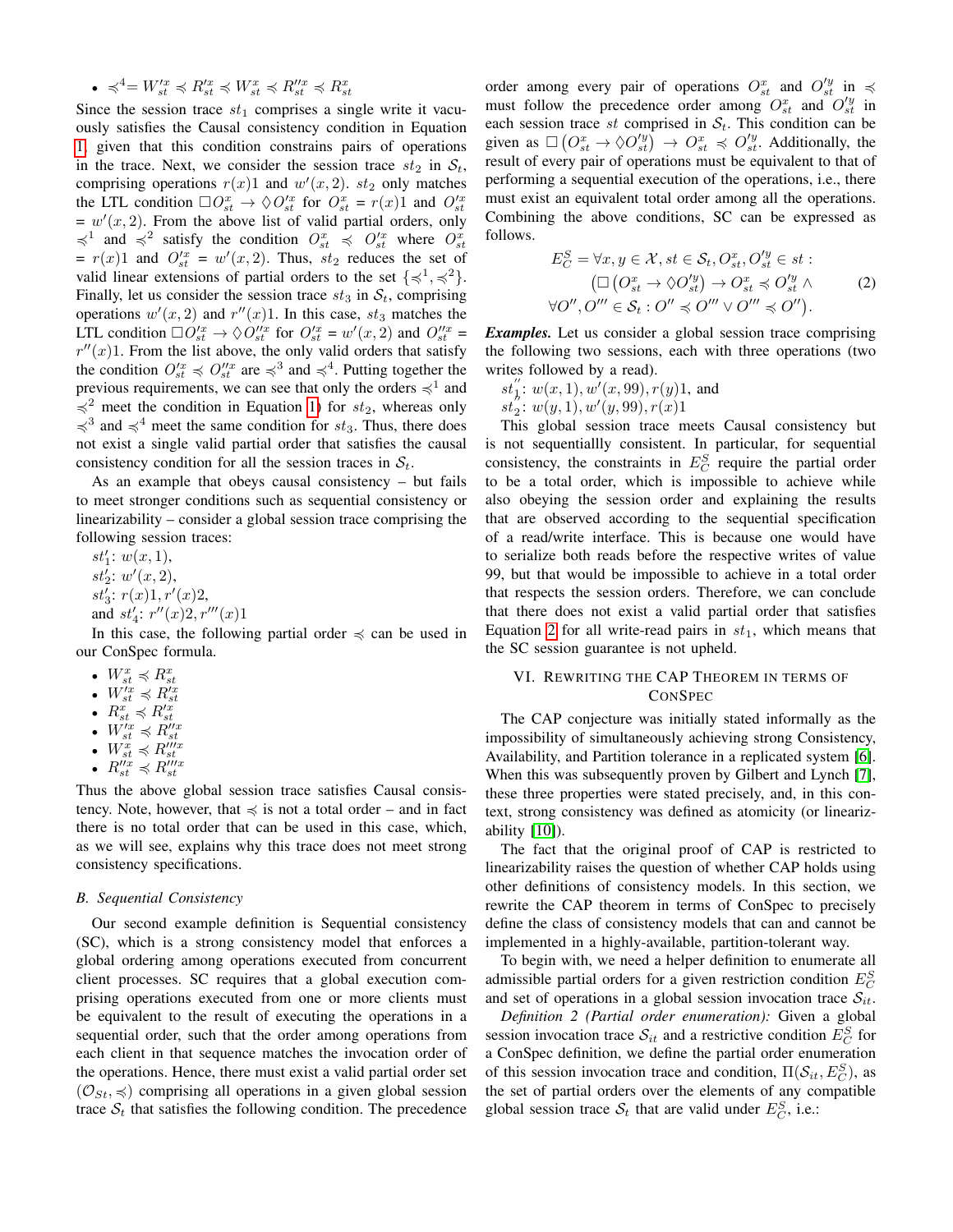- $\preccurlyeq^4 = W'^x_{st} \preccurlyeq R'^x_{st} \preccurlyeq W^x_{st} \preccurlyeq R''^x_{st} \preccurlyeq R^x_{st}$

Since the session trace $st_1$ comprises a single write it vacuously satisfies the Causal consistency condition in Equation 1, given that this condition constrains pairs of operations in the trace. Next, we consider the session trace $st_2$ in $\mathcal{S}_t$, comprising operations $r(x)1$ and $w'(x, 2)$. $st_2$ only matches the LTL condition $\square O^x_{st} \rightarrow \lozenge O'^x_{st}$ for $O^x_{st} = r(x)1$ and $O'^x_{st} = w'(x, 2)$. From the above list of valid partial orders, only $\preccurlyeq^1$ and $\preccurlyeq^2$ satisfy the condition $O^x_{st} \preccurlyeq O'^x_{st}$ where $O^x_{st} = r(x)1$ and $O'^x_{st} = w'(x, 2)$. Thus, $st_2$ reduces the set of valid linear extensions of partial orders to the set $\{\preccurlyeq^1, \preccurlyeq^2\}$. Finally, let us consider the session trace $st_3$ in $\mathcal{S}_t$, comprising operations $w'(x, 2)$ and $r''(x)1$. In this case, $st_3$ matches the LTL condition $\square O'^x_{st} \rightarrow \lozenge O''^x_{st}$ for $O'^x_{st} = w'(x, 2)$ and $O''^x_{st} = r''(x)1$. From the list above, the only valid orders that satisfy the condition $O'^x_{st} \preccurlyeq O''^x_{st}$ are $\preccurlyeq^3$ and $\preccurlyeq^4$. Putting together the previous requirements, we can see that only the orders $\preccurlyeq^1$ and $\preccurlyeq^2$ meet the condition in Equation 1) for $st_2$, whereas only $\preccurlyeq^3$ and $\preccurlyeq^4$ meet the same condition for $st_3$. Thus, there does not exist a single valid partial order that satisfies the causal consistency condition for all the session traces in $\mathcal{S}_t$.

As an example that obeys causal consistency – but fails to meet stronger conditions such as sequential consistency or linearizability – consider a global session trace comprising the following session traces:

$st'_1$: $w(x, 1)$,
$st'_2$: $w'(x, 2)$,
$st'_3$: $r(x)1, r'(x)2$,
and $st'_4$: $r''(x)2, r'''(x)1$

In this case, the following partial order $\preccurlyeq$ can be used in our ConSpec formula.

- $W^x_{st} \preccurlyeq R^x_{st}$
- $W'^x_{st} \preccurlyeq R'^x_{st}$
- $R^x_{st} \preccurlyeq R'^x_{st}$
- $W'^x_{st} \preccurlyeq R''^x_{st}$
- $W^x_{st} \preccurlyeq R'''^x_{st}$
- $R''^x_{st} \preccurlyeq R'''^x_{st}$

Thus the above global session trace satisfies Causal consistency. Note, however, that $\preccurlyeq$ is not a total order – and in fact there is no total order that can be used in this case, which, as we will see, explains why this trace does not meet strong consistency specifications.

### B. Sequential Consistency

Our second example definition is Sequential consistency (SC), which is a strong consistency model that enforces a global ordering among operations executed from concurrent client processes. SC requires that a global execution comprising operations executed from one or more clients must be equivalent to the result of executing the operations in a sequential order, such that the order among operations from each client in that sequence matches the invocation order of the operations. Hence, there must exist a valid partial order set $(\mathcal{O}_{St}, \preccurlyeq)$ comprising all operations in a given global session trace $\mathcal{S}_t$ that satisfies the following condition. The precedence order among every pair of operations $O^x_{st}$ and $O'^y_{st}$ in $\preccurlyeq$ must follow the precedence order among $O^x_{st}$ and $O'^y_{st}$ in each session trace $st$ comprised in $\mathcal{S}_t$. This condition can be given as $\square \left(O^x_{st} \rightarrow \lozenge O'^y_{st}\right) \rightarrow O^x_{st} \preccurlyeq O'^y_{st}$. Additionally, the result of every pair of operations must be equivalent to that of performing a sequential execution of the operations, i.e., there must exist an equivalent total order among all the operations. Combining the above conditions, SC can be expressed as follows.

$$
\begin{aligned}
E^S_C = \forall x, y \in \mathcal{X}, st \in \mathcal{S}_t, O^x_{st}, O'^y_{st} \in st :& \\
\left(\square \left(O^x_{st} \rightarrow \lozenge O'^y_{st}\right) \rightarrow O^x_{st} \preccurlyeq O'^y_{st} \wedge \right.& \\
\left. \forall O'', O''' \in \mathcal{S}_t : O'' \preccurlyeq O''' \vee O''' \preccurlyeq O''\right).&
\end{aligned} \tag{2}
$$

***Examples.*** Let us consider a global session trace comprising the following two sessions, each with three operations (two writes followed by a read).

$st''_1$: $w(x, 1), w'(x, 99), r(y)1$, and
$st''_2$: $w(y, 1), w'(y, 99), r(x)1$

This global session trace meets Causal consistency but is not sequentiallly consistent. In particular, for sequential consistency, the constraints in $E^S_C$ require the partial order to be a total order, which is impossible to achieve while also obeying the session order and explaining the results that are observed according to the sequential specification of a read/write interface. This is because one would have to serialize both reads before the respective writes of value 99, but that would be impossible to achieve in a total order that respects the session orders. Therefore, we can conclude that there does not exist a valid partial order that satisfies Equation 2 for all write-read pairs in $st_1$, which means that the SC session guarantee is not upheld.

## VI. Rewriting the CAP Theorem in terms of ConSpec

The CAP conjecture was initially stated informally as the impossibility of simultaneously achieving strong Consistency, Availability, and Partition tolerance in a replicated system [6]. When this was subsequently proven by Gilbert and Lynch [7], these three properties were stated precisely, and, in this context, strong consistency was defined as atomicity (or linearizability [10]).

The fact that the original proof of CAP is restricted to linearizability raises the question of whether CAP holds using other definitions of consistency models. In this section, we rewrite the CAP theorem in terms of ConSpec to precisely define the class of consistency models that can and cannot be implemented in a highly-available, partition-tolerant way.

To begin with, we need a helper definition to enumerate all admissible partial orders for a given restriction condition $E^S_C$ and set of operations in a global session invocation trace $\mathcal{S}_{it}$.

*Definition 2 (Partial order enumeration):* Given a global session invocation trace $\mathcal{S}_{it}$ and a restrictive condition $E^S_C$ for a ConSpec definition, we define the partial order enumeration of this session invocation trace and condition, $\Pi(\mathcal{S}_{it}, E^S_C)$, as the set of partial orders over the elements of any compatible global session trace $\mathcal{S}_t$ that are valid under $E^S_C$, i.e.: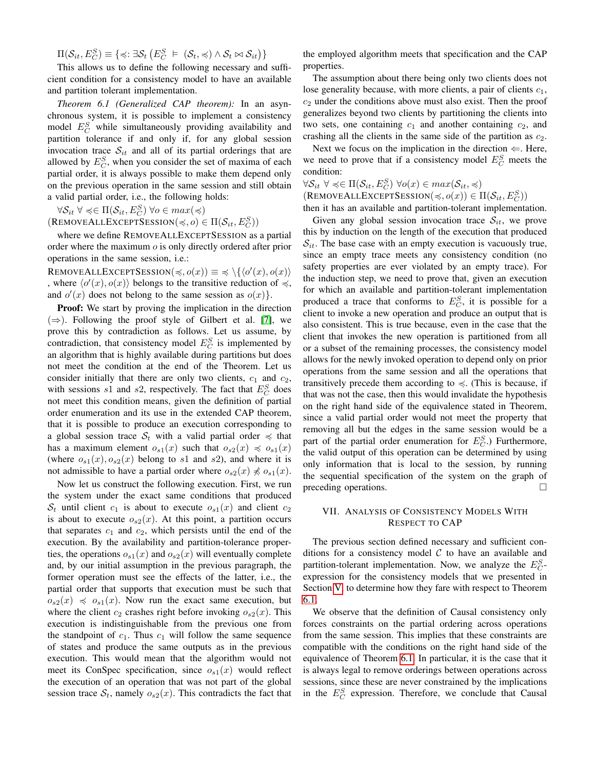$\Pi(\mathcal{S}_{it}, E_C^S) \equiv \{\preccurlyeq: \exists \mathcal{S}_t \left(E_C^S \vDash (\mathcal{S}_t, \preccurlyeq) \wedge \mathcal{S}_t \bowtie \mathcal{S}_{it}\right)\}$

This allows us to define the following necessary and sufficient condition for a consistency model to have an available and partition tolerant implementation.

*Theorem 6.1 (Generalized CAP theorem):* In an asynchronous system, it is possible to implement a consistency model $E_C^S$ while simultaneously providing availability and partition tolerance if and only if, for any global session invocation trace $\mathcal{S}_{it}$ and all of its partial orderings that are allowed by $E_C^S$, when you consider the set of maxima of each partial order, it is always possible to make them depend only on the previous operation in the same session and still obtain a valid partial order, i.e., the following holds:

$\forall \mathcal{S}_{it}\ \forall \preccurlyeq \in \Pi(\mathcal{S}_{it}, E_C^S)\ \forall o \in max(\preccurlyeq)$
$(\text{RemoveAllExceptSession}(\preccurlyeq, o) \in \Pi(\mathcal{S}_{it}, E_C^S))$

where we define RemoveAllExceptSession as a partial order where the maximum $o$ is only directly ordered after prior operations in the same session, i.e.:

$\text{RemoveAllExceptSession}(\preccurlyeq, o(x)) \equiv \preccurlyeq \backslash \{\langle o'(x), o(x)\rangle$, where $\langle o'(x), o(x)\rangle$ belongs to the transitive reduction of $\preccurlyeq$, and $o'(x)$ does not belong to the same session as $o(x)\}$.

**Proof:** We start by proving the implication in the direction ($\Rightarrow$). Following the proof style of Gilbert et al. [7], we prove this by contradiction as follows. Let us assume, by contradiction, that consistency model $E_C^S$ is implemented by an algorithm that is highly available during partitions but does not meet the condition at the end of the Theorem. Let us consider initially that there are only two clients, $c_1$ and $c_2$, with sessions $s1$ and $s2$, respectively. The fact that $E_C^S$ does not meet this condition means, given the definition of partial order enumeration and its use in the extended CAP theorem, that it is possible to produce an execution corresponding to a global session trace $\mathcal{S}_t$ with a valid partial order $\preccurlyeq$ that has a maximum element $o_{s1}(x)$ such that $o_{s2}(x) \preccurlyeq o_{s1}(x)$ (where $o_{s1}(x), o_{s2}(x)$ belong to $s1$ and $s2$), and where it is not admissible to have a partial order where $o_{s2}(x) \not\preccurlyeq o_{s1}(x)$.

Now let us construct the following execution. First, we run the system under the exact same conditions that produced $\mathcal{S}_t$ until client $c_1$ is about to execute $o_{s1}(x)$ and client $c_2$ is about to execute $o_{s2}(x)$. At this point, a partition occurs that separates $c_1$ and $c_2$, which persists until the end of the execution. By the availability and partition-tolerance properties, the operations $o_{s1}(x)$ and $o_{s2}(x)$ will eventually complete and, by our initial assumption in the previous paragraph, the former operation must see the effects of the latter, i.e., the partial order that supports that execution must be such that $o_{s2}(x) \preccurlyeq o_{s1}(x)$. Now run the exact same execution, but where the client $c_2$ crashes right before invoking $o_{s2}(x)$. This execution is indistinguishable from the previous one from the standpoint of $c_1$. Thus $c_1$ will follow the same sequence of states and produce the same outputs as in the previous execution. This would mean that the algorithm would not meet its ConSpec specification, since $o_{s1}(x)$ would reflect the execution of an operation that was not part of the global session trace $\mathcal{S}_t$, namely $o_{s2}(x)$. This contradicts the fact that the employed algorithm meets that specification and the CAP properties.

The assumption about there being only two clients does not lose generality because, with more clients, a pair of clients $c_1$, $c_2$ under the conditions above must also exist. Then the proof generalizes beyond two clients by partitioning the clients into two sets, one containing $c_1$ and another containing $c_2$, and crashing all the clients in the same side of the partition as $c_2$.

Next we focus on the implication in the direction $\Leftarrow$. Here, we need to prove that if a consistency model $E_C^S$ meets the condition:

$\forall \mathcal{S}_{it}\ \forall \preccurlyeq \in \Pi(\mathcal{S}_{it}, E_C^S)\ \forall o(x) \in max(\mathcal{S}_{it}, \preccurlyeq)$
$(\text{RemoveAllExceptSession}(\preccurlyeq, o(x)) \in \Pi(\mathcal{S}_{it}, E_C^S))$

then it has an available and partition-tolerant implementation.

Given any global session invocation trace $\mathcal{S}_{it}$, we prove this by induction on the length of the execution that produced $\mathcal{S}_{it}$. The base case with an empty execution is vacuously true, since an empty trace meets any consistency condition (no safety properties are ever violated by an empty trace). For the induction step, we need to prove that, given an execution for which an available and partition-tolerant implementation produced a trace that conforms to $E_C^S$, it is possible for a client to invoke a new operation and produce an output that is also consistent. This is true because, even in the case that the client that invokes the new operation is partitioned from all or a subset of the remaining processes, the consistency model allows for the newly invoked operation to depend only on prior operations from the same session and all the operations that transitively precede them according to $\preccurlyeq$. (This is because, if that was not the case, then this would invalidate the hypothesis on the right hand side of the equivalence stated in Theorem, since a valid partial order would not meet the property that removing all but the edges in the same session would be a part of the partial order enumeration for $E_C^S$.) Furthermore, the valid output of this operation can be determined by using only information that is local to the session, by running the sequential specification of the system on the graph of preceding operations. □

## VII. Analysis of Consistency Models With Respect to CAP

The previous section defined necessary and sufficient conditions for a consistency model $\mathcal{C}$ to have an available and partition-tolerant implementation. Now, we analyze the $E_C^S$-expression for the consistency models that we presented in Section V to determine how they fare with respect to Theorem 6.1.

We observe that the definition of Causal consistency only forces constraints on the partial ordering across operations from the same session. This implies that these constraints are compatible with the conditions on the right hand side of the equivalence of Theorem 6.1. In particular, it is the case that it is always legal to remove orderings between operations across sessions, since these are never constrained by the implications in the $E_C^S$ expression. Therefore, we conclude that Causal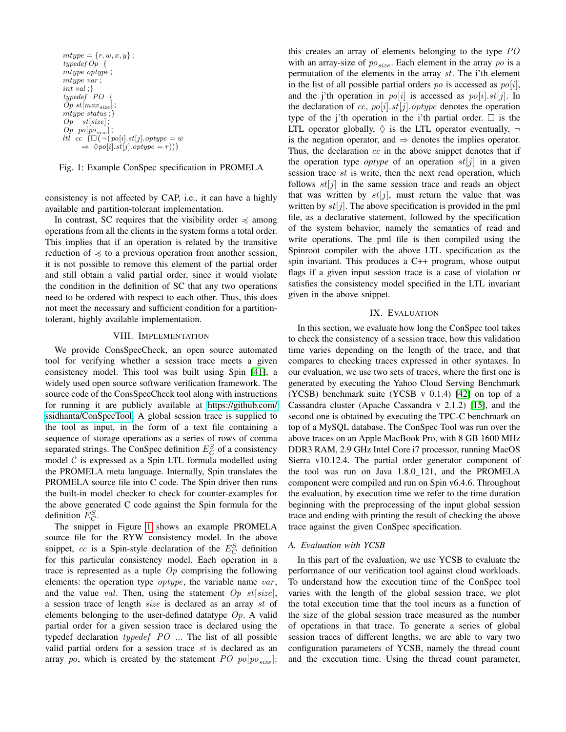```
mtype = {r, w, x, y};
typedef Op {
mtype optype;
mtype var;
int val;}
typedef PO {
Op st[max_size];
mtype status;}
Op st[size];
Op po[po_size];
ltl cc {□(¬(po[i].st[j].optype = w
    ⇒ ◊po[i].st[j].optype = r))}
```

Fig. 1: Example ConSpec specification in PROMELA

consistency is not affected by CAP, i.e., it can have a highly available and partition-tolerant implementation.

In contrast, SC requires that the visibility order $\preccurlyeq$ among operations from all the clients in the system forms a total order. This implies that if an operation is related by the transitive reduction of $\preccurlyeq$ to a previous operation from another session, it is not possible to remove this element of the partial order and still obtain a valid partial order, since it would violate the condition in the definition of SC that any two operations need to be ordered with respect to each other. Thus, this does not meet the necessary and sufficient condition for a partition-tolerant, highly available implementation.

## VIII. Implementation

We provide ConsSpecCheck, an open source automated tool for verifying whether a session trace meets a given consistency model. This tool was built using Spin [41], a widely used open source software verification framework. The source code of the ConsSpecCheck tool along with instructions for running it are publicly available at https://github.com/ssidhanta/ConSpecTool. A global session trace is supplied to the tool as input, in the form of a text file containing a sequence of storage operations as a series of rows of comma separated strings. The ConSpec definition $E^S_C$ of a consistency model $\mathcal{C}$ is expressed as a Spin LTL formula modelled using the PROMELA meta language. Internally, Spin translates the PROMELA source file into C code. The Spin driver then runs the built-in model checker to check for counter-examples for the above generated C code against the Spin formula for the definition $E^S_C$.

The snippet in Figure 1 shows an example PROMELA source file for the RYW consistency model. In the above snippet, $cc$ is a Spin-style declaration of the $E^S_C$ definition for this particular consistency model. Each operation in a trace is represented as a tuple $Op$ comprising the following elements: the operation type $optype$, the variable name $var$, and the value $val$. Then, using the statement $Op\ st[size]$, a session trace of length $size$ is declared as an array $st$ of elements belonging to the user-defined datatype $Op$. A valid partial order for a given session trace is declared using the typedef declaration $typedef\ \ PO$ ... The list of all possible valid partial orders for a session trace $st$ is declared as an array $po$, which is created by the statement $PO\ \ po[po_{size}]$; this creates an array of elements belonging to the type $PO$ with an array-size of $po_{size}$. Each element in the array $po$ is a permutation of the elements in the array $st$. The i'th element in the list of all possible partial orders $po$ is accessed as $po[i]$, and the j'th operation in $po[i]$ is accessed as $po[i].st[j]$. In the declaration of $cc$, $po[i].st[j].optype$ denotes the operation type of the j'th operation in the i'th partial order. $\Box$ is the LTL operator globally, $\Diamond$ is the LTL operator eventually, $\neg$ is the negation operator, and $\Rightarrow$ denotes the implies operator. Thus, the declaration $cc$ in the above snippet denotes that if the operation type *optype* of an operation $st[j]$ in a given session trace $st$ is write, then the next read operation, which follows $st[j]$ in the same session trace and reads an object that was written by $st[j]$, must return the value that was written by $st[j]$. The above specification is provided in the pml file, as a declarative statement, followed by the specification of the system behavior, namely the semantics of read and write operations. The pml file is then compiled using the Spinroot compiler with the above LTL specification as the spin invariant. This produces a C++ program, whose output flags if a given input session trace is a case of violation or satisfies the consistency model specified in the LTL invariant given in the above snippet.

## IX. Evaluation

In this section, we evaluate how long the ConSpec tool takes to check the consistency of a session trace, how this validation time varies depending on the length of the trace, and that compares to checking traces expressed in other syntaxes. In our evaluation, we use two sets of traces, where the first one is generated by executing the Yahoo Cloud Serving Benchmark (YCSB) benchmark suite (YCSB v 0.1.4) [42] on top of a Cassandra cluster (Apache Cassandra v 2.1.2) [15], and the second one is obtained by executing the TPC-C benchmark on top of a MySQL database. The ConSpec Tool was run over the above traces on an Apple MacBook Pro, with 8 GB 1600 MHz DDR3 RAM, 2.9 GHz Intel Core i7 processor, running MacOS Sierra v10.12.4. The partial order generator component of the tool was run on Java 1.8.0_121, and the PROMELA component were compiled and run on Spin v6.4.6. Throughout the evaluation, by execution time we refer to the time duration beginning with the preprocessing of the input global session trace and ending with printing the result of checking the above trace against the given ConSpec specification.

### A. Evaluation with YCSB

In this part of the evaluation, we use YCSB to evaluate the performance of our verification tool against cloud workloads. To understand how the execution time of the ConSpec tool varies with the length of the global session trace, we plot the total execution time that the tool incurs as a function of the size of the global session trace measured as the number of operations in that trace. To generate a series of global session traces of different lengths, we are able to vary two configuration parameters of YCSB, namely the thread count and the execution time. Using the thread count parameter,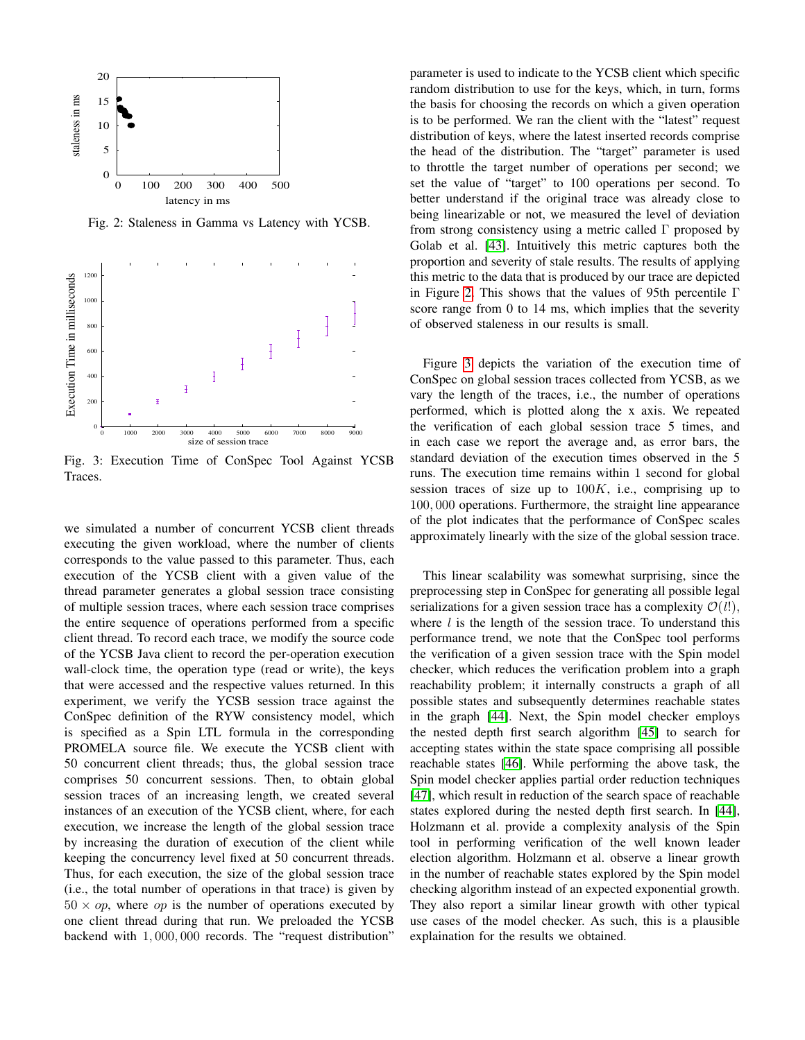Fig. 2: Staleness in Gamma vs Latency with YCSB.

Fig. 3: Execution Time of ConSpec Tool Against YCSB Traces.

we simulated a number of concurrent YCSB client threads executing the given workload, where the number of clients corresponds to the value passed to this parameter. Thus, each execution of the YCSB client with a given value of the thread parameter generates a global session trace consisting of multiple session traces, where each session trace comprises the entire sequence of operations performed from a specific client thread. To record each trace, we modify the source code of the YCSB Java client to record the per-operation execution wall-clock time, the operation type (read or write), the keys that were accessed and the respective values returned. In this experiment, we verify the YCSB session trace against the ConSpec definition of the RYW consistency model, which is specified as a Spin LTL formula in the corresponding PROMELA source file. We execute the YCSB client with 50 concurrent client threads; thus, the global session trace comprises 50 concurrent sessions. Then, to obtain global session traces of an increasing length, we created several instances of an execution of the YCSB client, where, for each execution, we increase the length of the global session trace by increasing the duration of execution of the client while keeping the concurrency level fixed at 50 concurrent threads. Thus, for each execution, the size of the global session trace (i.e., the total number of operations in that trace) is given by $50 \times op$, where $op$ is the number of operations executed by one client thread during that run. We preloaded the YCSB backend with $1,000,000$ records. The "request distribution" parameter is used to indicate to the YCSB client which specific random distribution to use for the keys, which, in turn, forms the basis for choosing the records on which a given operation is to be performed. We ran the client with the "latest" request distribution of keys, where the latest inserted records comprise the head of the distribution. The "target" parameter is used to throttle the target number of operations per second; we set the value of "target" to 100 operations per second. To better understand if the original trace was already close to being linearizable or not, we measured the level of deviation from strong consistency using a metric called $\Gamma$ proposed by Golab et al. [43]. Intuitively this metric captures both the proportion and severity of stale results. The results of applying this metric to the data that is produced by our trace are depicted in Figure 2. This shows that the values of 95th percentile $\Gamma$ score range from 0 to 14 ms, which implies that the severity of observed staleness in our results is small.

Figure 3 depicts the variation of the execution time of ConSpec on global session traces collected from YCSB, as we vary the length of the traces, i.e., the number of operations performed, which is plotted along the x axis. We repeated the verification of each global session trace 5 times, and in each case we report the average and, as error bars, the standard deviation of the execution times observed in the 5 runs. The execution time remains within 1 second for global session traces of size up to $100K$, i.e., comprising up to $100,000$ operations. Furthermore, the straight line appearance of the plot indicates that the performance of ConSpec scales approximately linearly with the size of the global session trace.

This linear scalability was somewhat surprising, since the preprocessing step in ConSpec for generating all possible legal serializations for a given session trace has a complexity $\mathcal{O}(l!)$, where $l$ is the length of the session trace. To understand this performance trend, we note that the ConSpec tool performs the verification of a given session trace with the Spin model checker, which reduces the verification problem into a graph reachability problem; it internally constructs a graph of all possible states and subsequently determines reachable states in the graph [44]. Next, the Spin model checker employs the nested depth first search algorithm [45] to search for accepting states within the state space comprising all possible reachable states [46]. While performing the above task, the Spin model checker applies partial order reduction techniques [47], which result in reduction of the search space of reachable states explored during the nested depth first search. In [44], Holzmann et al. provide a complexity analysis of the Spin tool in performing verification of the well known leader election algorithm. Holzmann et al. observe a linear growth in the number of reachable states explored by the Spin model checking algorithm instead of an expected exponential growth. They also report a similar linear growth with other typical use cases of the model checker. As such, this is a plausible explaination for the results we obtained.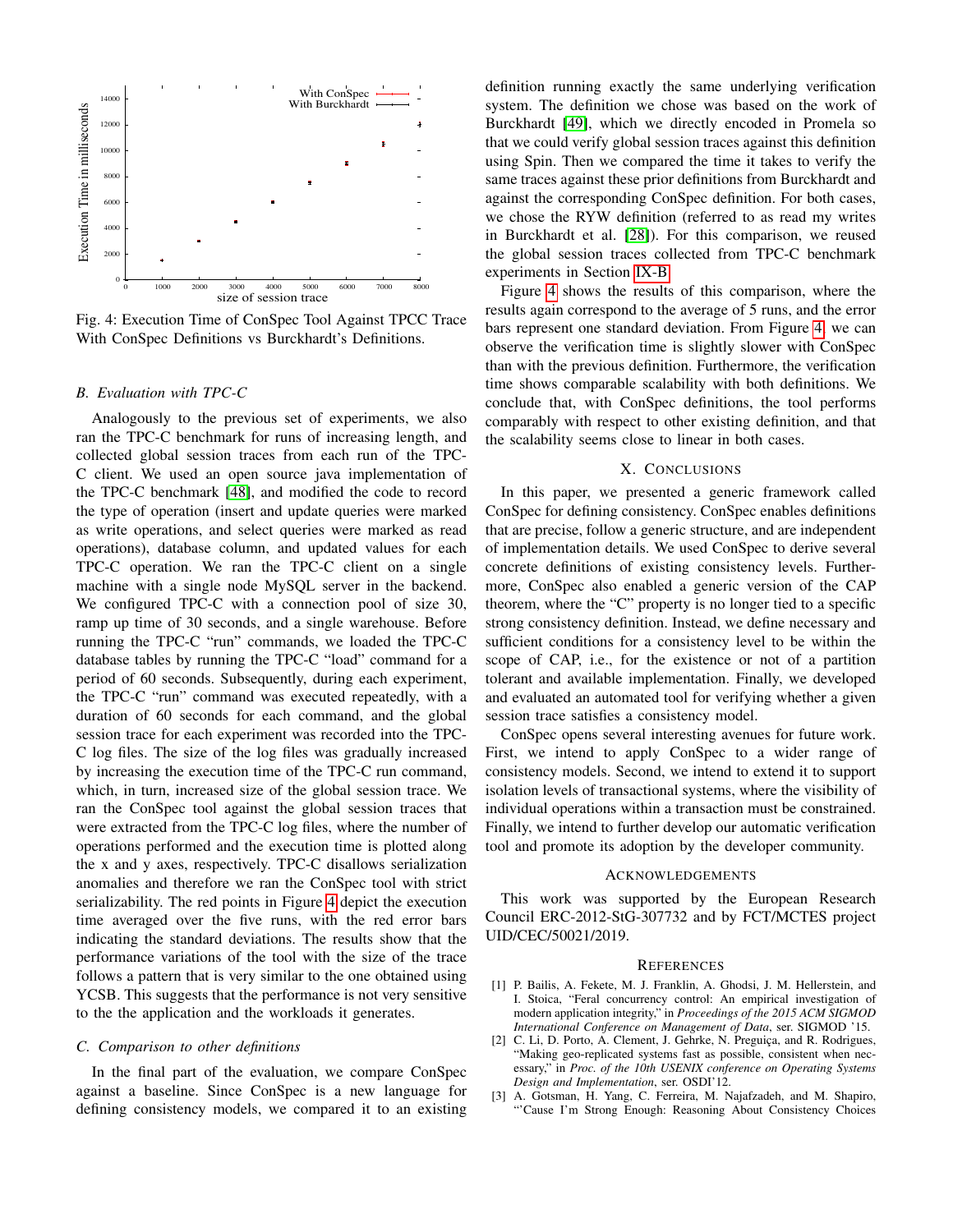Execution Time in milliseconds

14000
12000
10000
8000
6000
4000
2000
0

0 1000 2000 3000 4000 5000 6000 7000 8000

size of session trace

With ConSpec
With Burckhardt

Fig. 4: Execution Time of ConSpec Tool Against TPCC Trace With ConSpec Definitions vs Burckhardt's Definitions.

### B. Evaluation with TPC-C

Analogously to the previous set of experiments, we also ran the TPC-C benchmark for runs of increasing length, and collected global session traces from each run of the TPC-C client. We used an open source java implementation of the TPC-C benchmark [48], and modified the code to record the type of operation (insert and update queries were marked as write operations, and select queries were marked as read operations), database column, and updated values for each TPC-C operation. We ran the TPC-C client on a single machine with a single node MySQL server in the backend. We configured TPC-C with a connection pool of size 30, ramp up time of 30 seconds, and a single warehouse. Before running the TPC-C "run" commands, we loaded the TPC-C database tables by running the TPC-C "load" command for a period of 60 seconds. Subsequently, during each experiment, the TPC-C "run" command was executed repeatedly, with a duration of 60 seconds for each command, and the global session trace for each experiment was recorded into the TPC-C log files. The size of the log files was gradually increased by increasing the execution time of the TPC-C run command, which, in turn, increased size of the global session trace. We ran the ConSpec tool against the global session traces that were extracted from the TPC-C log files, where the number of operations performed and the execution time is plotted along the x and y axes, respectively. TPC-C disallows serialization anomalies and therefore we ran the ConSpec tool with strict serializability. The red points in Figure 4 depict the execution time averaged over the five runs, with the red error bars indicating the standard deviations. The results show that the performance variations of the tool with the size of the trace follows a pattern that is very similar to the one obtained using YCSB. This suggests that the performance is not very sensitive to the the application and the workloads it generates.

### C. Comparison to other definitions

In the final part of the evaluation, we compare ConSpec against a baseline. Since ConSpec is a new language for defining consistency models, we compared it to an existing definition running exactly the same underlying verification system. The definition we chose was based on the work of Burckhardt [49], which we directly encoded in Promela so that we could verify global session traces against this definition using Spin. Then we compared the time it takes to verify the same traces against these prior definitions from Burckhardt and against the corresponding ConSpec definition. For both cases, we chose the RYW definition (referred to as read my writes in Burckhardt et al. [28]). For this comparison, we reused the global session traces collected from TPC-C benchmark experiments in Section IX-B.

Figure 4 shows the results of this comparison, where the results again correspond to the average of 5 runs, and the error bars represent one standard deviation. From Figure 4, we can observe the verification time is slightly slower with ConSpec than with the previous definition. Furthermore, the verification time shows comparable scalability with both definitions. We conclude that, with ConSpec definitions, the tool performs comparably with respect to other existing definition, and that the scalability seems close to linear in both cases.

## X. Conclusions

In this paper, we presented a generic framework called ConSpec for defining consistency. ConSpec enables definitions that are precise, follow a generic structure, and are independent of implementation details. We used ConSpec to derive several concrete definitions of existing consistency levels. Furthermore, ConSpec also enabled a generic version of the CAP theorem, where the "C" property is no longer tied to a specific strong consistency definition. Instead, we define necessary and sufficient conditions for a consistency level to be within the scope of CAP, i.e., for the existence or not of a partition tolerant and available implementation. Finally, we developed and evaluated an automated tool for verifying whether a given session trace satisfies a consistency model.

ConSpec opens several interesting avenues for future work. First, we intend to apply ConSpec to a wider range of consistency models. Second, we intend to extend it to support isolation levels of transactional systems, where the visibility of individual operations within a transaction must be constrained. Finally, we intend to further develop our automatic verification tool and promote its adoption by the developer community.

## Acknowledgements

This work was supported by the European Research Council ERC-2012-StG-307732 and by FCT/MCTES project UID/CEC/50021/2019.

## References

[1] P. Bailis, A. Fekete, M. J. Franklin, A. Ghodsi, J. M. Hellerstein, and I. Stoica, "Feral concurrency control: An empirical investigation of modern application integrity," in *Proceedings of the 2015 ACM SIGMOD International Conference on Management of Data*, ser. SIGMOD '15.

[2] C. Li, D. Porto, A. Clement, J. Gehrke, N. Preguiça, and R. Rodrigues, "Making geo-replicated systems fast as possible, consistent when necessary," in *Proc. of the 10th USENIX conference on Operating Systems Design and Implementation*, ser. OSDI'12.

[3] A. Gotsman, H. Yang, C. Ferreira, M. Najafzadeh, and M. Shapiro, "'Cause I'm Strong Enough: Reasoning About Consistency Choices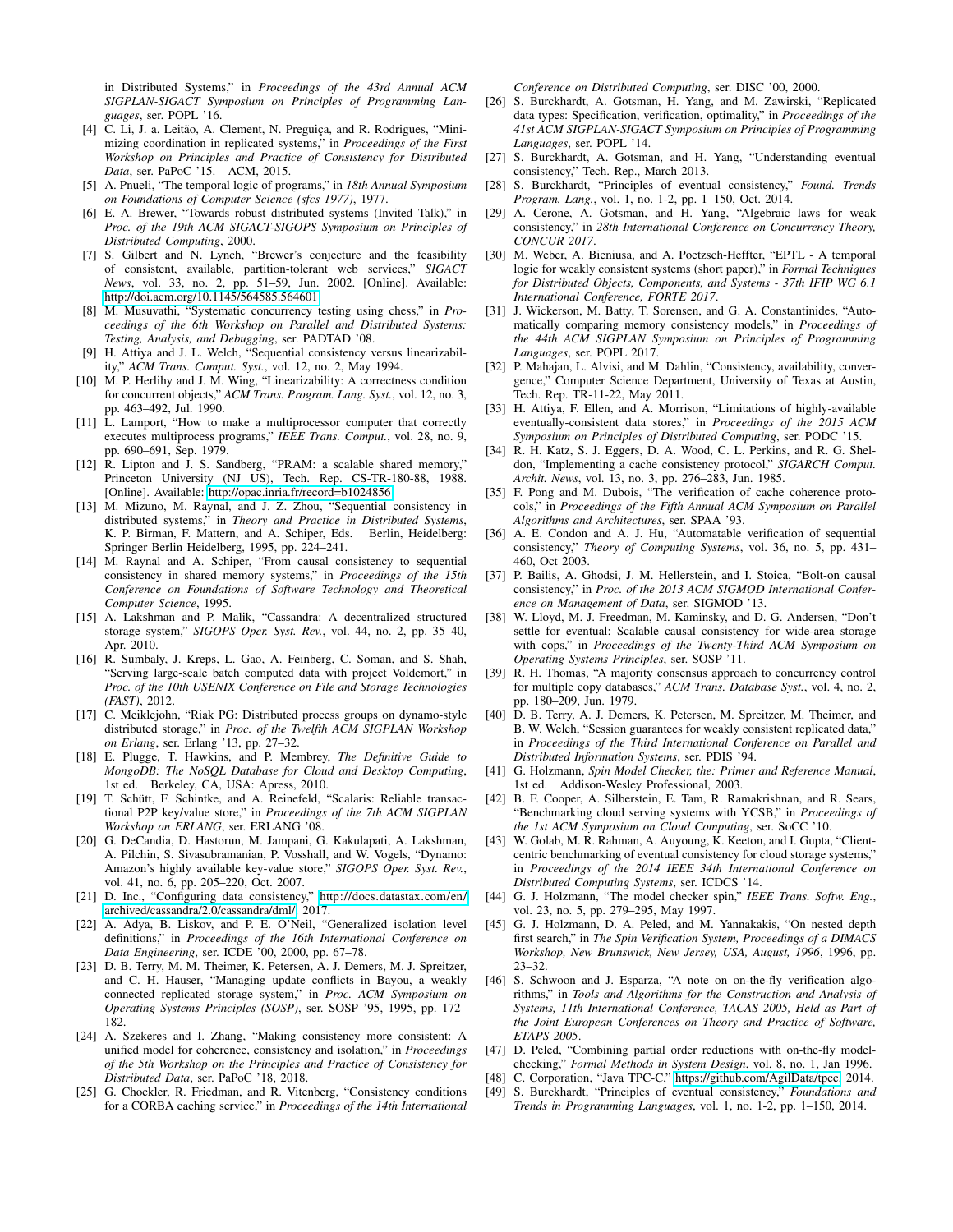in Distributed Systems," in *Proceedings of the 43rd Annual ACM SIGPLAN-SIGACT Symposium on Principles of Programming Languages*, ser. POPL '16.

[4] C. Li, J. a. Leitão, A. Clement, N. Preguiça, and R. Rodrigues, "Minimizing coordination in replicated systems," in *Proceedings of the First Workshop on Principles and Practice of Consistency for Distributed Data*, ser. PaPoC '15. ACM, 2015.

[5] A. Pnueli, "The temporal logic of programs," in *18th Annual Symposium on Foundations of Computer Science (sfcs 1977)*, 1977.

[6] E. A. Brewer, "Towards robust distributed systems (Invited Talk)," in *Proc. of the 19th ACM SIGACT-SIGOPS Symposium on Principles of Distributed Computing*, 2000.

[7] S. Gilbert and N. Lynch, "Brewer's conjecture and the feasibility of consistent, available, partition-tolerant web services," *SIGACT News*, vol. 33, no. 2, pp. 51–59, Jun. 2002. [Online]. Available: http://doi.acm.org/10.1145/564585.564601

[8] M. Musuvathi, "Systematic concurrency testing using chess," in *Proceedings of the 6th Workshop on Parallel and Distributed Systems: Testing, Analysis, and Debugging*, ser. PADTAD '08.

[9] H. Attiya and J. L. Welch, "Sequential consistency versus linearizability," *ACM Trans. Comput. Syst.*, vol. 12, no. 2, May 1994.

[10] M. P. Herlihy and J. M. Wing, "Linearizability: A correctness condition for concurrent objects," *ACM Trans. Program. Lang. Syst.*, vol. 12, no. 3, pp. 463–492, Jul. 1990.

[11] L. Lamport, "How to make a multiprocessor computer that correctly executes multiprocess programs," *IEEE Trans. Comput.*, vol. 28, no. 9, pp. 690–691, Sep. 1979.

[12] R. Lipton and J. S. Sandberg, "PRAM: a scalable shared memory," Princeton University (NJ US), Tech. Rep. CS-TR-180-88, 1988. [Online]. Available: http://opac.inria.fr/record=b1024856

[13] M. Mizuno, M. Raynal, and J. Z. Zhou, "Sequential consistency in distributed systems," in *Theory and Practice in Distributed Systems*, K. P. Birman, F. Mattern, and A. Schiper, Eds. Berlin, Heidelberg: Springer Berlin Heidelberg, 1995, pp. 224–241.

[14] M. Raynal and A. Schiper, "From causal consistency to sequential consistency in shared memory systems," in *Proceedings of the 15th Conference on Foundations of Software Technology and Theoretical Computer Science*, 1995.

[15] A. Lakshman and P. Malik, "Cassandra: A decentralized structured storage system," *SIGOPS Oper. Syst. Rev.*, vol. 44, no. 2, pp. 35–40, Apr. 2010.

[16] R. Sumbaly, J. Kreps, L. Gao, A. Feinberg, C. Soman, and S. Shah, "Serving large-scale batch computed data with project Voldemort," in *Proc. of the 10th USENIX Conference on File and Storage Technologies (FAST)*, 2012.

[17] C. Meiklejohn, "Riak PG: Distributed process groups on dynamo-style distributed storage," in *Proc. of the Twelfth ACM SIGPLAN Workshop on Erlang*, ser. Erlang '13, pp. 27–32.

[18] E. Plugge, T. Hawkins, and P. Membrey, *The Definitive Guide to MongoDB: The NoSQL Database for Cloud and Desktop Computing*, 1st ed. Berkeley, CA, USA: Apress, 2010.

[19] T. Schütt, F. Schintke, and A. Reinefeld, "Scalaris: Reliable transactional P2P key/value store," in *Proceedings of the 7th ACM SIGPLAN Workshop on ERLANG*, ser. ERLANG '08.

[20] G. DeCandia, D. Hastorun, M. Jampani, G. Kakulapati, A. Lakshman, A. Pilchin, S. Sivasubramanian, P. Vosshall, and W. Vogels, "Dynamo: Amazon's highly available key-value store," *SIGOPS Oper. Syst. Rev.*, vol. 41, no. 6, pp. 205–220, Oct. 2007.

[21] D. Inc., "Configuring data consistency," http://docs.datastax.com/en/archived/cassandra/2.0/cassandra/dml/, 2017.

[22] A. Adya, B. Liskov, and P. E. O'Neil, "Generalized isolation level definitions," in *Proceedings of the 16th International Conference on Data Engineering*, ser. ICDE '00, 2000, pp. 67–78.

[23] D. B. Terry, M. M. Theimer, K. Petersen, A. J. Demers, M. J. Spreitzer, and C. H. Hauser, "Managing update conflicts in Bayou, a weakly connected replicated storage system," in *Proc. ACM Symposium on Operating Systems Principles (SOSP)*, ser. SOSP '95, 1995, pp. 172–182.

[24] A. Szekeres and I. Zhang, "Making consistency more consistent: A unified model for coherence, consistency and isolation," in *Proceedings of the 5th Workshop on the Principles and Practice of Consistency for Distributed Data*, ser. PaPoC '18, 2018.

[25] G. Chockler, R. Friedman, and R. Vitenberg, "Consistency conditions for a CORBA caching service," in *Proceedings of the 14th International Conference on Distributed Computing*, ser. DISC '00, 2000.

[26] S. Burckhardt, A. Gotsman, H. Yang, and M. Zawirski, "Replicated data types: Specification, verification, optimality," in *Proceedings of the 41st ACM SIGPLAN-SIGACT Symposium on Principles of Programming Languages*, ser. POPL '14.

[27] S. Burckhardt, A. Gotsman, and H. Yang, "Understanding eventual consistency," Tech. Rep., March 2013.

[28] S. Burckhardt, "Principles of eventual consistency," *Found. Trends Program. Lang.*, vol. 1, no. 1-2, pp. 1–150, Oct. 2014.

[29] A. Cerone, A. Gotsman, and H. Yang, "Algebraic laws for weak consistency," in *28th International Conference on Concurrency Theory, CONCUR 2017*.

[30] M. Weber, A. Bieniusa, and A. Poetzsch-Heffter, "EPTL - A temporal logic for weakly consistent systems (short paper)," in *Formal Techniques for Distributed Objects, Components, and Systems - 37th IFIP WG 6.1 International Conference, FORTE 2017*.

[31] J. Wickerson, M. Batty, T. Sorensen, and G. A. Constantinides, "Automatically comparing memory consistency models," in *Proceedings of the 44th ACM SIGPLAN Symposium on Principles of Programming Languages*, ser. POPL 2017.

[32] P. Mahajan, L. Alvisi, and M. Dahlin, "Consistency, availability, convergence," Computer Science Department, University of Texas at Austin, Tech. Rep. TR-11-22, May 2011.

[33] H. Attiya, F. Ellen, and A. Morrison, "Limitations of highly-available eventually-consistent data stores," in *Proceedings of the 2015 ACM Symposium on Principles of Distributed Computing*, ser. PODC '15.

[34] R. H. Katz, S. J. Eggers, D. A. Wood, C. L. Perkins, and R. G. Sheldon, "Implementing a cache consistency protocol," *SIGARCH Comput. Archit. News*, vol. 13, no. 3, pp. 276–283, Jun. 1985.

[35] F. Pong and M. Dubois, "The verification of cache coherence protocols," in *Proceedings of the Fifth Annual ACM Symposium on Parallel Algorithms and Architectures*, ser. SPAA '93.

[36] A. E. Condon and A. J. Hu, "Automatable verification of sequential consistency," *Theory of Computing Systems*, vol. 36, no. 5, pp. 431–460, Oct 2003.

[37] P. Bailis, A. Ghodsi, J. M. Hellerstein, and I. Stoica, "Bolt-on causal consistency," in *Proc. of the 2013 ACM SIGMOD International Conference on Management of Data*, ser. SIGMOD '13.

[38] W. Lloyd, M. J. Freedman, M. Kaminsky, and D. G. Andersen, "Don't settle for eventual: Scalable causal consistency for wide-area storage with cops," in *Proceedings of the Twenty-Third ACM Symposium on Operating Systems Principles*, ser. SOSP '11.

[39] R. H. Thomas, "A majority consensus approach to concurrency control for multiple copy databases," *ACM Trans. Database Syst.*, vol. 4, no. 2, pp. 180–209, Jun. 1979.

[40] D. B. Terry, A. J. Demers, K. Petersen, M. Spreitzer, M. Theimer, and B. W. Welch, "Session guarantees for weakly consistent replicated data," in *Proceedings of the Third International Conference on Parallel and Distributed Information Systems*, ser. PDIS '94.

[41] G. Holzmann, *Spin Model Checker, the: Primer and Reference Manual*, 1st ed. Addison-Wesley Professional, 2003.

[42] B. F. Cooper, A. Silberstein, E. Tam, R. Ramakrishnan, and R. Sears, "Benchmarking cloud serving systems with YCSB," in *Proceedings of the 1st ACM Symposium on Cloud Computing*, ser. SoCC '10.

[43] W. Golab, M. R. Rahman, A. Auyoung, K. Keeton, and I. Gupta, "Client-centric benchmarking of eventual consistency for cloud storage systems," in *Proceedings of the 2014 IEEE 34th International Conference on Distributed Computing Systems*, ser. ICDCS '14.

[44] G. J. Holzmann, "The model checker spin," *IEEE Trans. Softw. Eng.*, vol. 23, no. 5, pp. 279–295, May 1997.

[45] G. J. Holzmann, D. A. Peled, and M. Yannakakis, "On nested depth first search," in *The Spin Verification System, Proceedings of a DIMACS Workshop, New Brunswick, New Jersey, USA, August, 1996*, 1996, pp. 23–32.

[46] S. Schwoon and J. Esparza, "A note on on-the-fly verification algorithms," in *Tools and Algorithms for the Construction and Analysis of Systems, 11th International Conference, TACAS 2005, Held as Part of the Joint European Conferences on Theory and Practice of Software, ETAPS 2005*.

[47] D. Peled, "Combining partial order reductions with on-the-fly model-checking," *Formal Methods in System Design*, vol. 8, no. 1, Jan 1996.

[48] C. Corporation, "Java TPC-C," https://github.com/AgilData/tpcc, 2014.

[49] S. Burckhardt, "Principles of eventual consistency," *Foundations and Trends in Programming Languages*, vol. 1, no. 1-2, pp. 1–150, 2014.